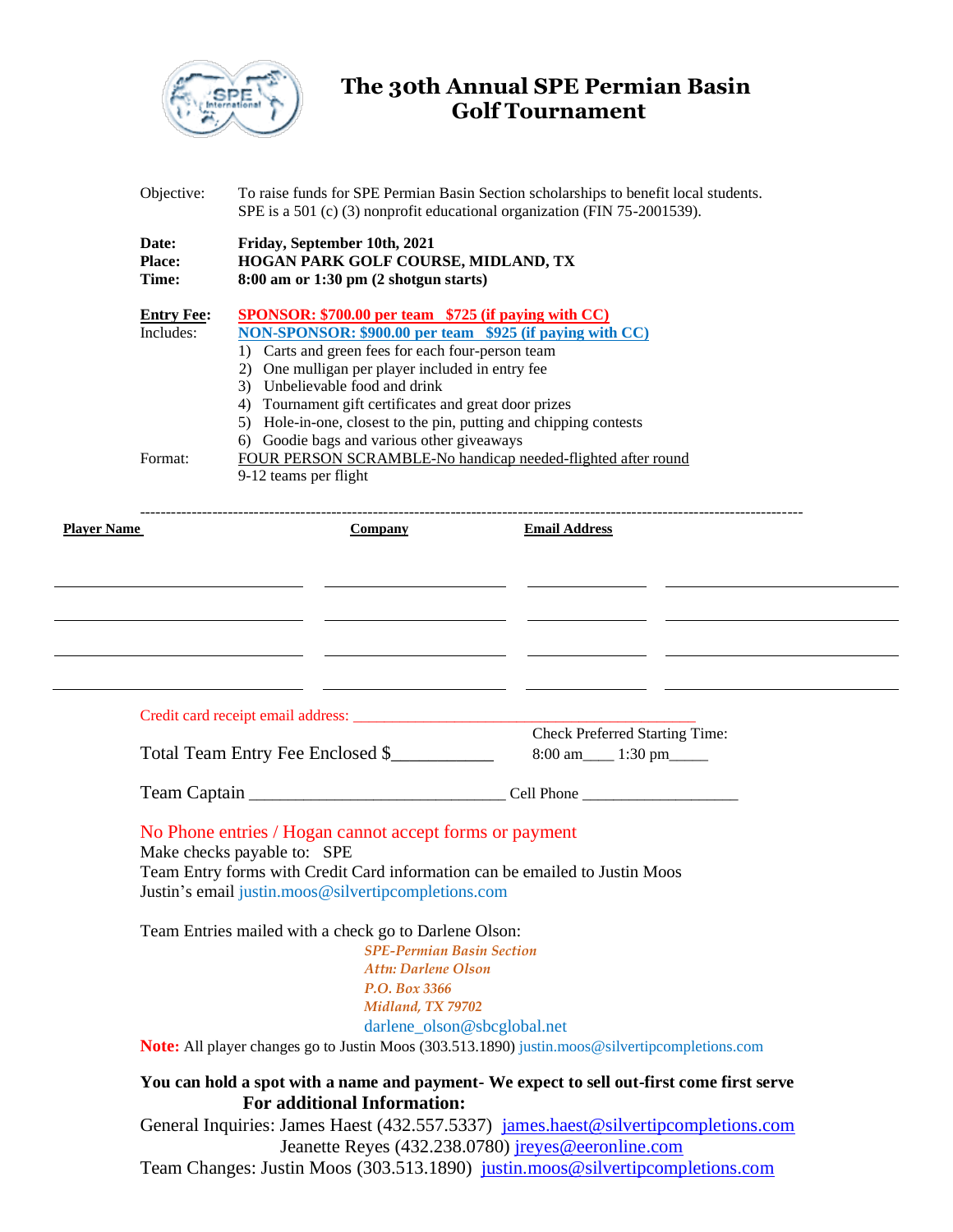# The 30th Annual SPE Permian Basin Golf Tournament

**Objective:** To raise funds for SPE Permian Basin Section scholarships to benefit local students. SPE is a 501 (c) (3) nonprofit educational organization (FIN 75-2001539).

**Date:** **Friday, September 10th, 2021**
**Place:** **HOGAN PARK GOLF COURSE, MIDLAND, TX**
**Time:** **8:00 am or 1:30 pm (2 shotgun starts)**

**Entry Fee:** **SPONSOR: $700.00 per team $725 (if paying with CC)**
**NON-SPONSOR: $900.00 per team $925 (if paying with CC)**

Includes:

1) Carts and green fees for each four-person team
2) One mulligan per player included in entry fee
3) Unbelievable food and drink
4) Tournament gift certificates and great door prizes
5) Hole-in-one, closest to the pin, putting and chipping contests
6) Goodie bags and various other giveaways

Format: FOUR PERSON SCRAMBLE-No handicap needed-flighted after round
9-12 teams per flight

---

| Player Name | Company | Email Address | |
|---|---|---|---|
| | | | |
| | | | |
| | | | |
| | | | |

Credit card receipt email address: ____________________________________________

Total Team Entry Fee Enclosed $___________

Check Preferred Starting Time:
8:00 am____ 1:30 pm_____

Team Captain ______________________________ Cell Phone ___________________

No Phone entries / Hogan cannot accept forms or payment
Make checks payable to: SPE
Team Entry forms with Credit Card information can be emailed to Justin Moos
Justin's email justin.moos@silvertipcompletions.com

Team Entries mailed with a check go to Darlene Olson:

*SPE-Permian Basin Section*
*Attn: Darlene Olson*
*P.O. Box 3366*
*Midland, TX 79702*
darlene_olson@sbcglobal.net

**Note:** All player changes go to Justin Moos (303.513.1890) justin.moos@silvertipcompletions.com

**You can hold a spot with a name and payment- We expect to sell out-first come first serve**

**For additional Information:**

General Inquiries: James Haest (432.557.5337) james.haest@silvertipcompletions.com
Jeanette Reyes (432.238.0780) jreyes@eeronline.com
Team Changes: Justin Moos (303.513.1890) justin.moos@silvertipcompletions.com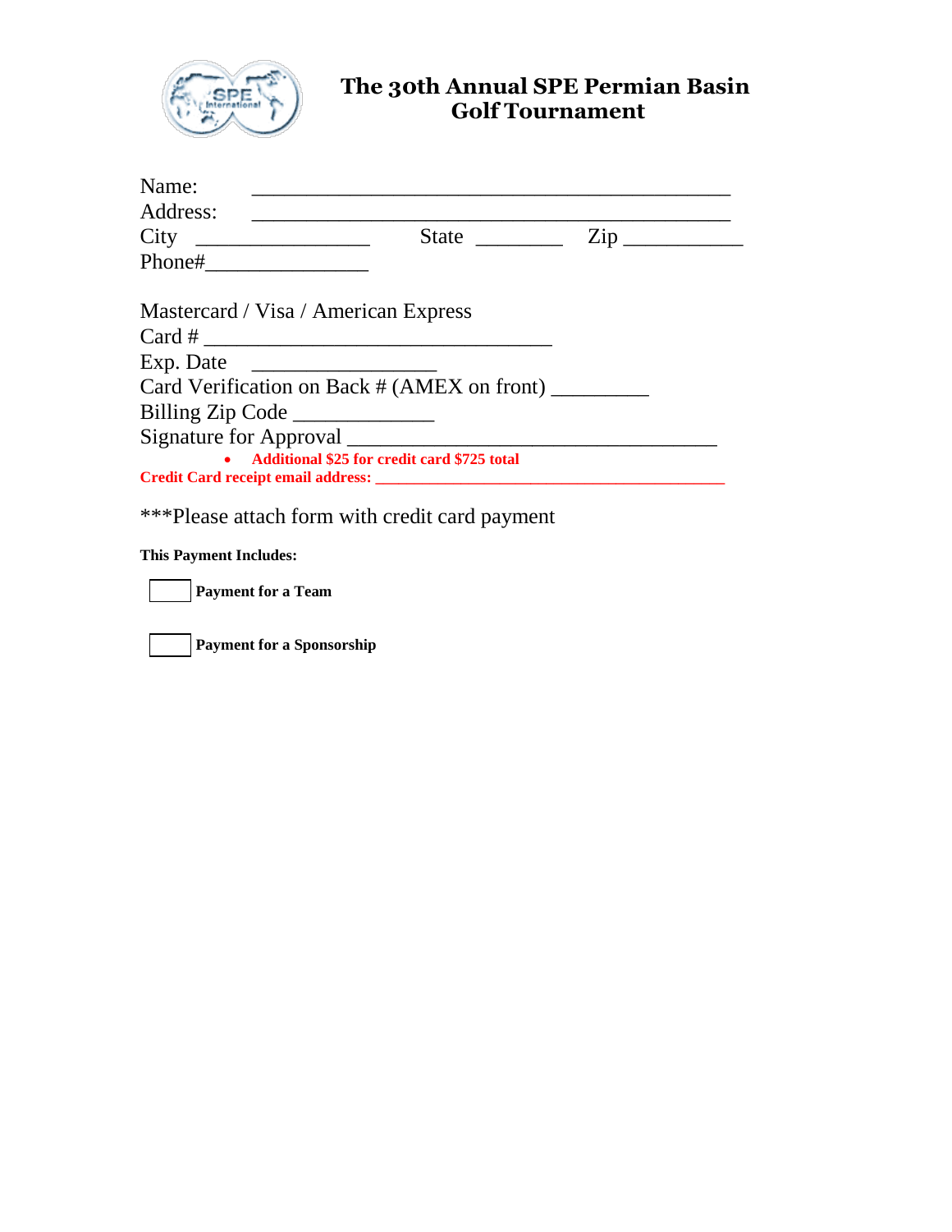# The 30th Annual SPE Permian Basin Golf Tournament

Name: _______________________________________________

Address: _______________________________________________

City _________________ State ________ Zip ___________

Phone#________________

Mastercard / Visa / American Express

Card # __________________________________

Exp. Date __________________

Card Verification on Back # (AMEX on front) _________

Billing Zip Code _____________

Signature for Approval __________________________________

- **Additional $25 for credit card $725 total**

**Credit Card receipt email address: ___________________________________________**

***Please attach form with credit card payment

**This Payment Includes:**

☐ **Payment for a Team**

☐ **Payment for a Sponsorship**